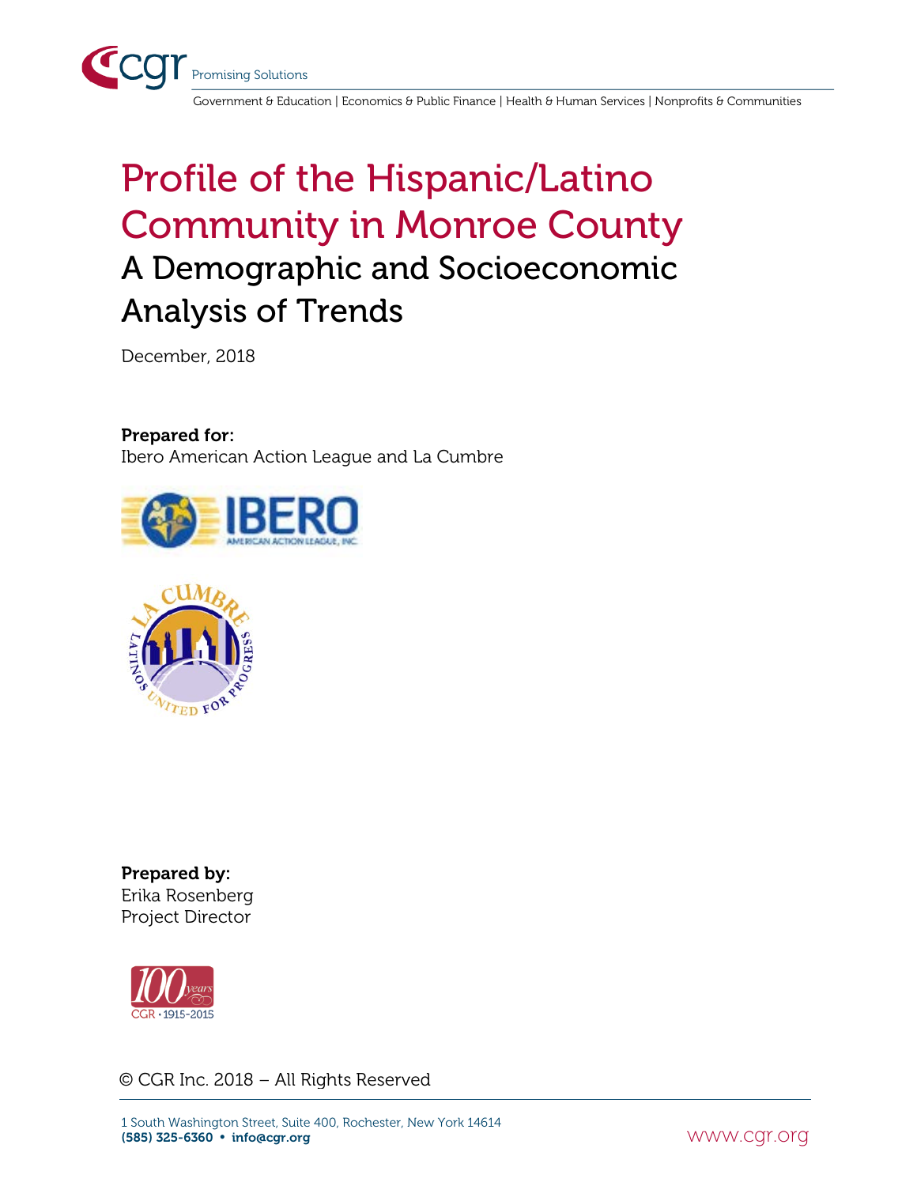cgr Promising Solutions

Government & Education | Economics & Public Finance | Health & Human Services | Nonprofits & Communities

# Profile of the Hispanic/Latino Community in Monroe County

## A Demographic and Socioeconomic Analysis of Trends

December, 2018

**Prepared for:**
Ibero American Action League and La Cumbre

**Prepared by:**
Erika Rosenberg
Project Director

© CGR Inc. 2018 – All Rights Reserved

1 South Washington Street, Suite 400, Rochester, New York 14614
**(585) 325-6360 • info@cgr.org**

www.cgr.org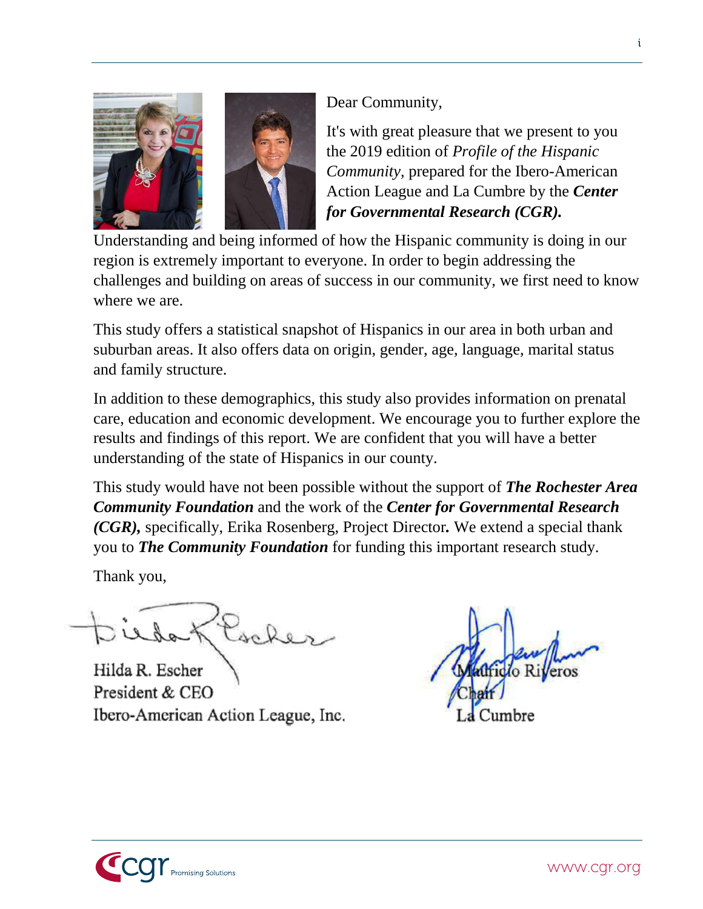Dear Community,

It's with great pleasure that we present to you the 2019 edition of *Profile of the Hispanic Community*, prepared for the Ibero-American Action League and La Cumbre by the ***Center for Governmental Research (CGR).***

Understanding and being informed of how the Hispanic community is doing in our region is extremely important to everyone. In order to begin addressing the challenges and building on areas of success in our community, we first need to know where we are.

This study offers a statistical snapshot of Hispanics in our area in both urban and suburban areas. It also offers data on origin, gender, age, language, marital status and family structure.

In addition to these demographics, this study also provides information on prenatal care, education and economic development. We encourage you to further explore the results and findings of this report. We are confident that you will have a better understanding of the state of Hispanics in our county.

This study would have not been possible without the support of ***The Rochester Area Community Foundation*** and the work of the ***Center for Governmental Research (CGR),*** specifically, Erika Rosenberg, Project Director**.** We extend a special thank you to ***The Community Foundation*** for funding this important research study.

Thank you,

Hilda R. Escher
President & CEO
Ibero-American Action League, Inc.

Mauricio Riveros
Chair
La Cumbre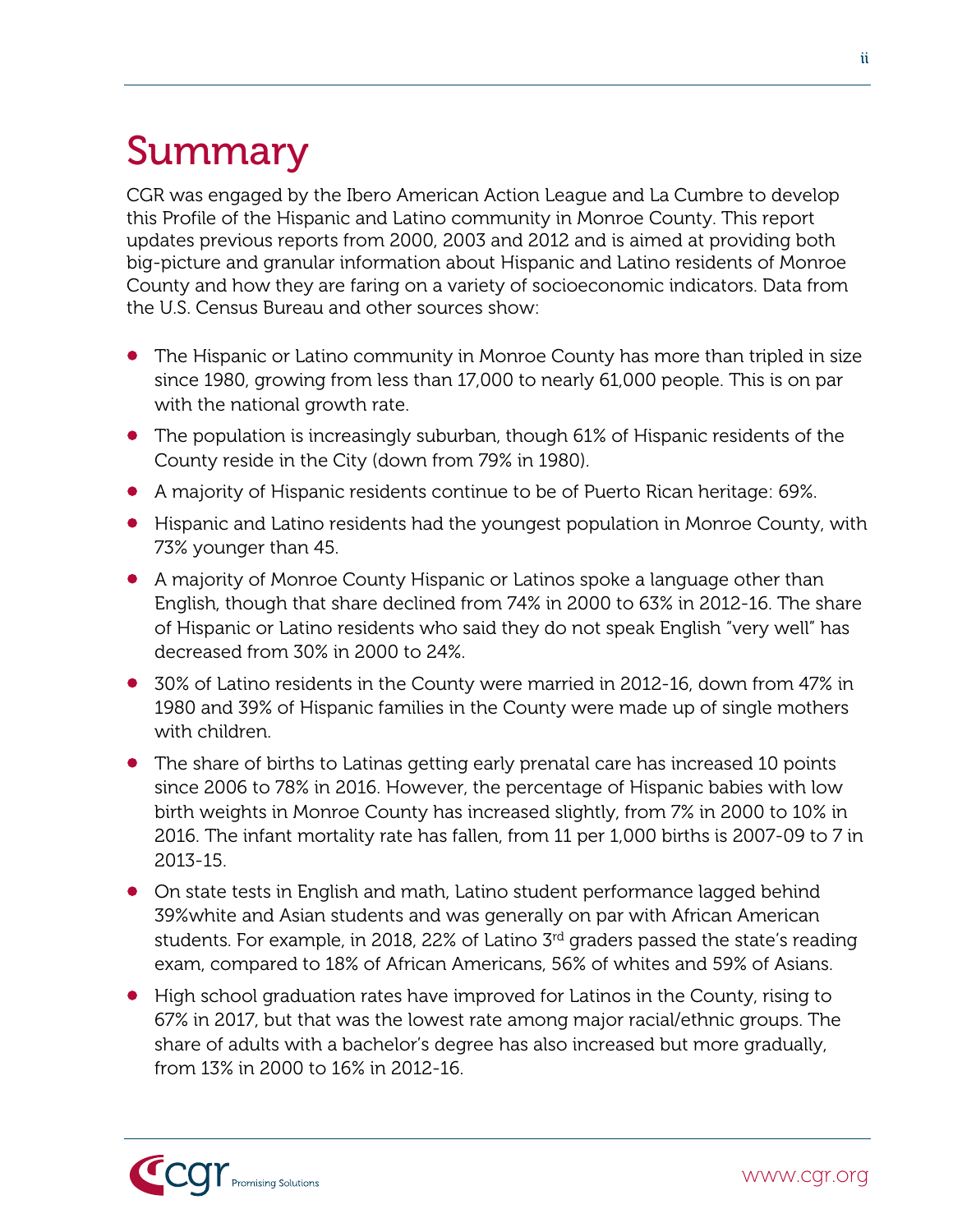# Summary

CGR was engaged by the Ibero American Action League and La Cumbre to develop this Profile of the Hispanic and Latino community in Monroe County. This report updates previous reports from 2000, 2003 and 2012 and is aimed at providing both big-picture and granular information about Hispanic and Latino residents of Monroe County and how they are faring on a variety of socioeconomic indicators. Data from the U.S. Census Bureau and other sources show:

- The Hispanic or Latino community in Monroe County has more than tripled in size since 1980, growing from less than 17,000 to nearly 61,000 people. This is on par with the national growth rate.
- The population is increasingly suburban, though 61% of Hispanic residents of the County reside in the City (down from 79% in 1980).
- A majority of Hispanic residents continue to be of Puerto Rican heritage: 69%.
- Hispanic and Latino residents had the youngest population in Monroe County, with 73% younger than 45.
- A majority of Monroe County Hispanic or Latinos spoke a language other than English, though that share declined from 74% in 2000 to 63% in 2012-16. The share of Hispanic or Latino residents who said they do not speak English "very well" has decreased from 30% in 2000 to 24%.
- 30% of Latino residents in the County were married in 2012-16, down from 47% in 1980 and 39% of Hispanic families in the County were made up of single mothers with children.
- The share of births to Latinas getting early prenatal care has increased 10 points since 2006 to 78% in 2016. However, the percentage of Hispanic babies with low birth weights in Monroe County has increased slightly, from 7% in 2000 to 10% in 2016. The infant mortality rate has fallen, from 11 per 1,000 births is 2007-09 to 7 in 2013-15.
- On state tests in English and math, Latino student performance lagged behind 39%white and Asian students and was generally on par with African American students. For example, in 2018, 22% of Latino 3rd graders passed the state's reading exam, compared to 18% of African Americans, 56% of whites and 59% of Asians.
- High school graduation rates have improved for Latinos in the County, rising to 67% in 2017, but that was the lowest rate among major racial/ethnic groups. The share of adults with a bachelor's degree has also increased but more gradually, from 13% in 2000 to 16% in 2012-16.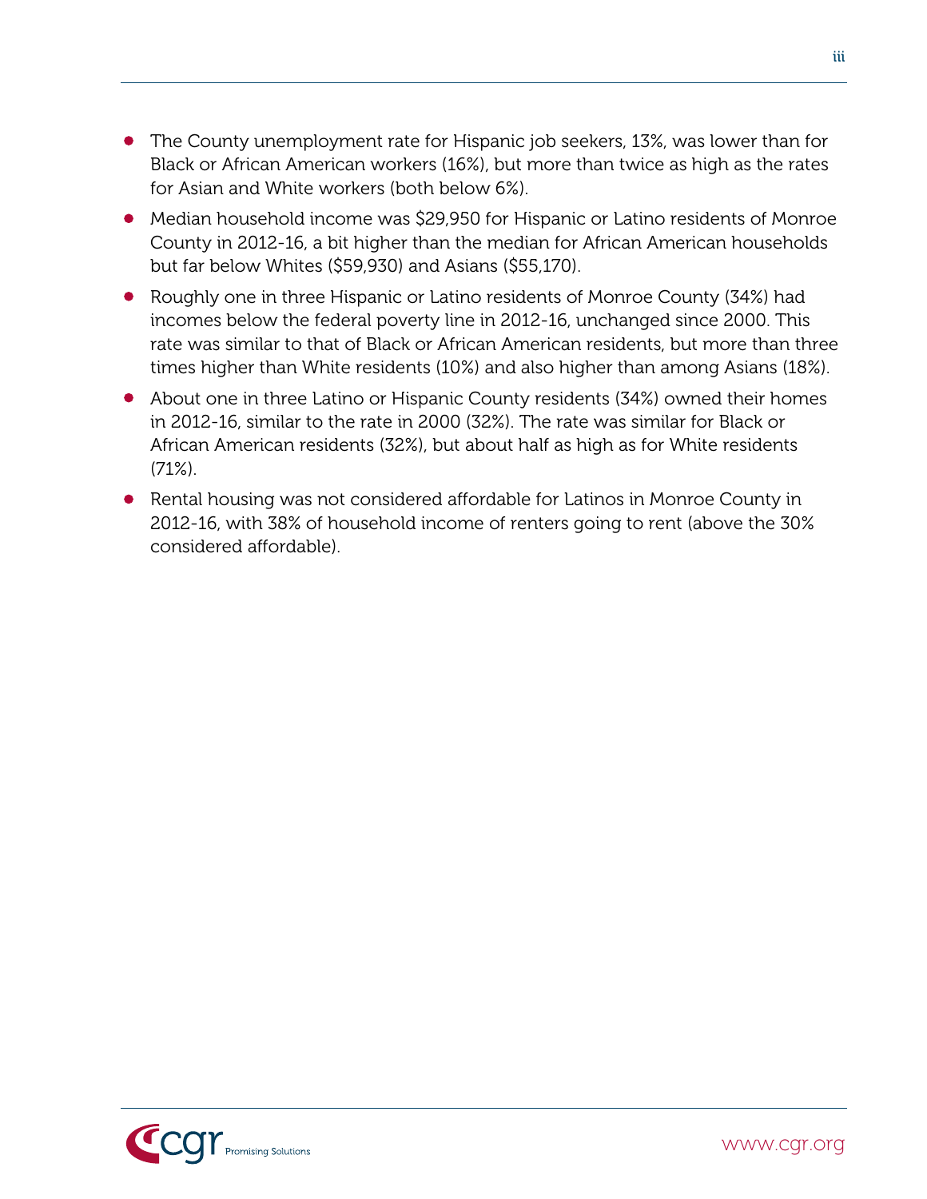- The County unemployment rate for Hispanic job seekers, 13%, was lower than for Black or African American workers (16%), but more than twice as high as the rates for Asian and White workers (both below 6%).
- Median household income was $29,950 for Hispanic or Latino residents of Monroe County in 2012-16, a bit higher than the median for African American households but far below Whites ($59,930) and Asians ($55,170).
- Roughly one in three Hispanic or Latino residents of Monroe County (34%) had incomes below the federal poverty line in 2012-16, unchanged since 2000. This rate was similar to that of Black or African American residents, but more than three times higher than White residents (10%) and also higher than among Asians (18%).
- About one in three Latino or Hispanic County residents (34%) owned their homes in 2012-16, similar to the rate in 2000 (32%). The rate was similar for Black or African American residents (32%), but about half as high as for White residents (71%).
- Rental housing was not considered affordable for Latinos in Monroe County in 2012-16, with 38% of household income of renters going to rent (above the 30% considered affordable).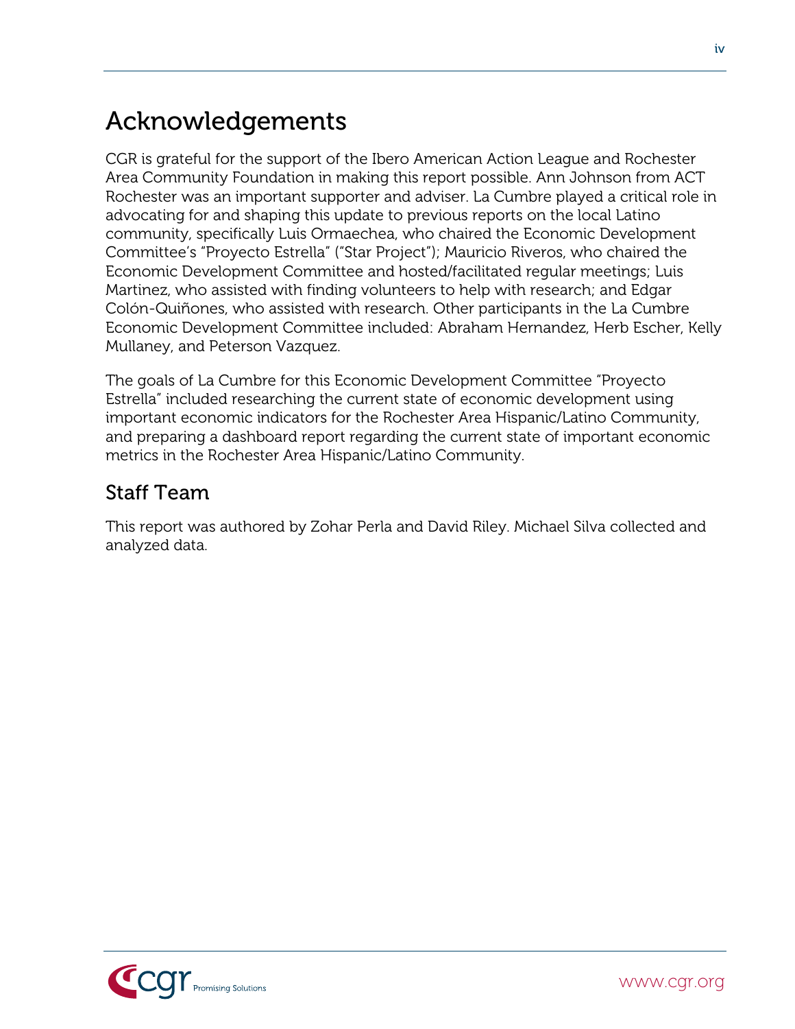# Acknowledgements

CGR is grateful for the support of the Ibero American Action League and Rochester Area Community Foundation in making this report possible. Ann Johnson from ACT Rochester was an important supporter and adviser. La Cumbre played a critical role in advocating for and shaping this update to previous reports on the local Latino community, specifically Luis Ormaechea, who chaired the Economic Development Committee's "Proyecto Estrella" ("Star Project"); Mauricio Riveros, who chaired the Economic Development Committee and hosted/facilitated regular meetings; Luis Martinez, who assisted with finding volunteers to help with research; and Edgar Colón-Quiñones, who assisted with research. Other participants in the La Cumbre Economic Development Committee included: Abraham Hernandez, Herb Escher, Kelly Mullaney, and Peterson Vazquez.

The goals of La Cumbre for this Economic Development Committee "Proyecto Estrella" included researching the current state of economic development using important economic indicators for the Rochester Area Hispanic/Latino Community, and preparing a dashboard report regarding the current state of important economic metrics in the Rochester Area Hispanic/Latino Community.

## Staff Team

This report was authored by Zohar Perla and David Riley. Michael Silva collected and analyzed data.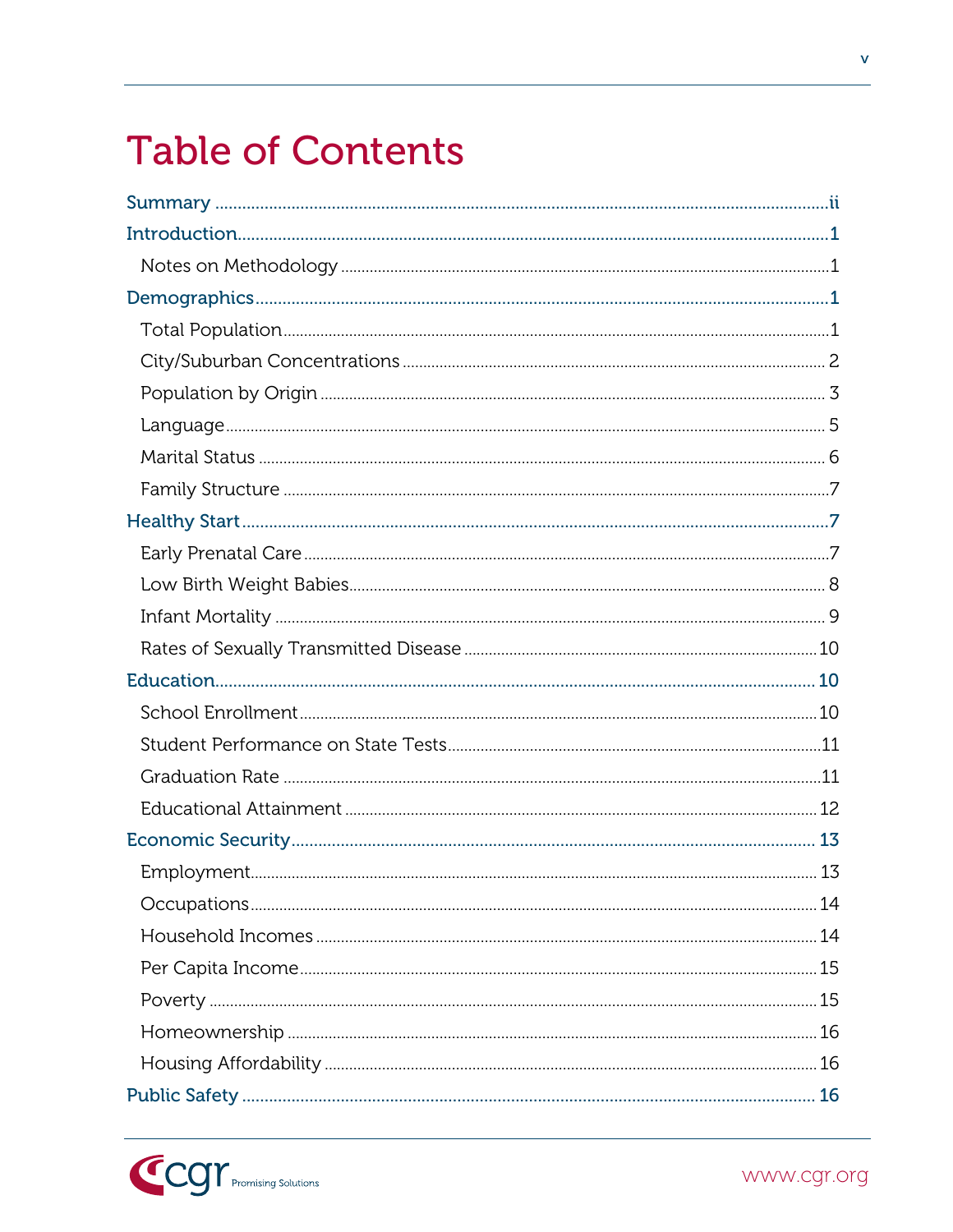# Table of Contents

Summary ..... ii

Introduction ..... 1

- Notes on Methodology ..... 1

Demographics ..... 1

- Total Population ..... 1
- City/Suburban Concentrations ..... 2
- Population by Origin ..... 3
- Language ..... 5
- Marital Status ..... 6
- Family Structure ..... 7

Healthy Start ..... 7

- Early Prenatal Care ..... 7
- Low Birth Weight Babies ..... 8
- Infant Mortality ..... 9
- Rates of Sexually Transmitted Disease ..... 10

Education ..... 10

- School Enrollment ..... 10
- Student Performance on State Tests ..... 11
- Graduation Rate ..... 11
- Educational Attainment ..... 12

Economic Security ..... 13

- Employment ..... 13
- Occupations ..... 14
- Household Incomes ..... 14
- Per Capita Income ..... 15
- Poverty ..... 15
- Homeownership ..... 16
- Housing Affordability ..... 16

Public Safety ..... 16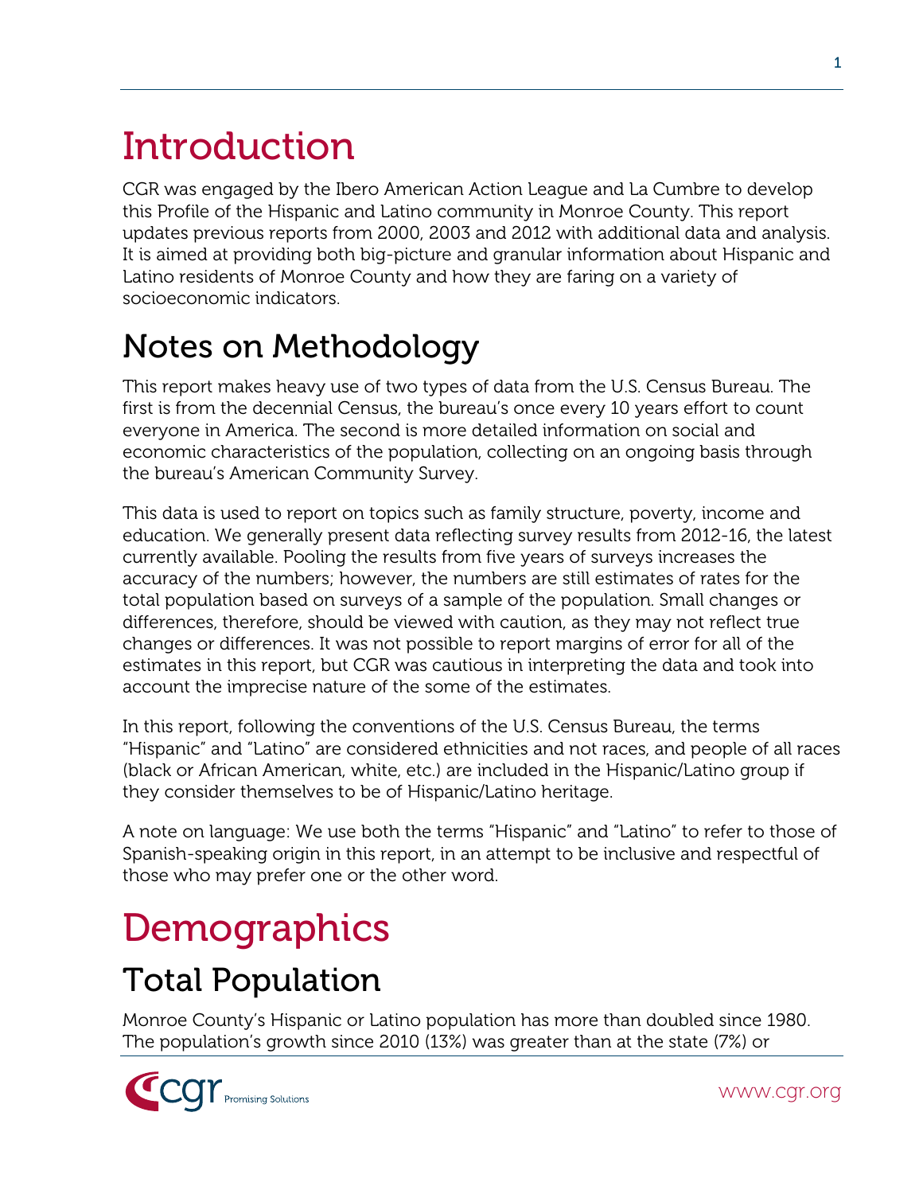# Introduction

CGR was engaged by the Ibero American Action League and La Cumbre to develop this Profile of the Hispanic and Latino community in Monroe County. This report updates previous reports from 2000, 2003 and 2012 with additional data and analysis. It is aimed at providing both big-picture and granular information about Hispanic and Latino residents of Monroe County and how they are faring on a variety of socioeconomic indicators.

## Notes on Methodology

This report makes heavy use of two types of data from the U.S. Census Bureau. The first is from the decennial Census, the bureau's once every 10 years effort to count everyone in America. The second is more detailed information on social and economic characteristics of the population, collecting on an ongoing basis through the bureau's American Community Survey.

This data is used to report on topics such as family structure, poverty, income and education. We generally present data reflecting survey results from 2012-16, the latest currently available. Pooling the results from five years of surveys increases the accuracy of the numbers; however, the numbers are still estimates of rates for the total population based on surveys of a sample of the population. Small changes or differences, therefore, should be viewed with caution, as they may not reflect true changes or differences. It was not possible to report margins of error for all of the estimates in this report, but CGR was cautious in interpreting the data and took into account the imprecise nature of the some of the estimates.

In this report, following the conventions of the U.S. Census Bureau, the terms "Hispanic" and "Latino" are considered ethnicities and not races, and people of all races (black or African American, white, etc.) are included in the Hispanic/Latino group if they consider themselves to be of Hispanic/Latino heritage.

A note on language: We use both the terms "Hispanic" and "Latino" to refer to those of Spanish-speaking origin in this report, in an attempt to be inclusive and respectful of those who may prefer one or the other word.

# Demographics

## Total Population

Monroe County's Hispanic or Latino population has more than doubled since 1980. The population's growth since 2010 (13%) was greater than at the state (7%) or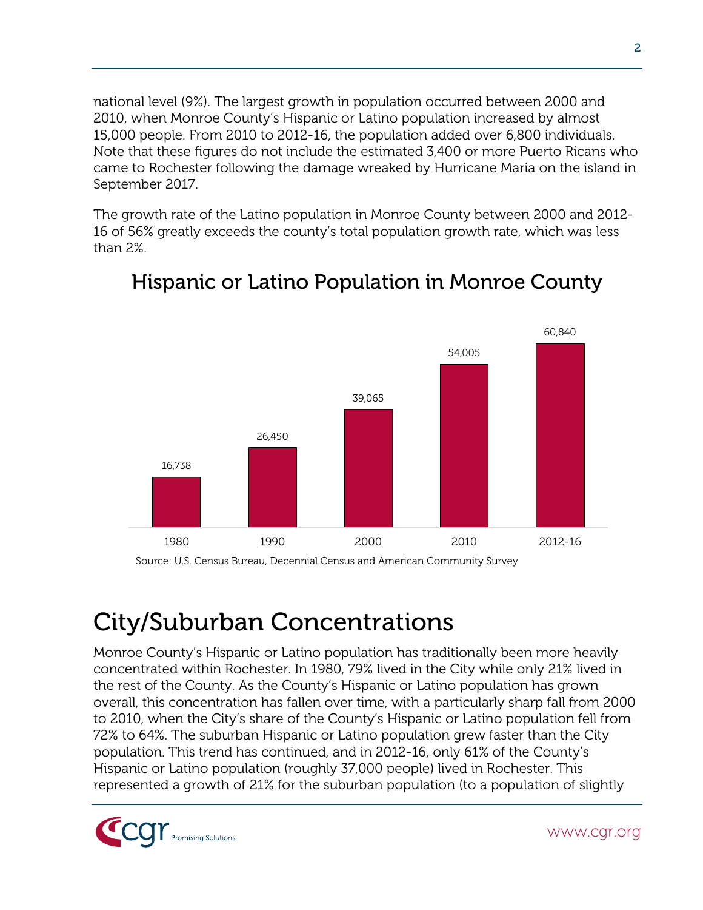national level (9%). The largest growth in population occurred between 2000 and 2010, when Monroe County's Hispanic or Latino population increased by almost 15,000 people. From 2010 to 2012-16, the population added over 6,800 individuals. Note that these figures do not include the estimated 3,400 or more Puerto Ricans who came to Rochester following the damage wreaked by Hurricane Maria on the island in September 2017.

The growth rate of the Latino population in Monroe County between 2000 and 2012-16 of 56% greatly exceeds the county's total population growth rate, which was less than 2%.

### Hispanic or Latino Population in Monroe County

| Year | Population |
| --- | --- |
| 1980 | 16,738 |
| 1990 | 26,450 |
| 2000 | 39,065 |
| 2010 | 54,005 |
| 2012-16 | 60,840 |

Source: U.S. Census Bureau, Decennial Census and American Community Survey

# City/Suburban Concentrations

Monroe County's Hispanic or Latino population has traditionally been more heavily concentrated within Rochester. In 1980, 79% lived in the City while only 21% lived in the rest of the County. As the County's Hispanic or Latino population has grown overall, this concentration has fallen over time, with a particularly sharp fall from 2000 to 2010, when the City's share of the County's Hispanic or Latino population fell from 72% to 64%. The suburban Hispanic or Latino population grew faster than the City population. This trend has continued, and in 2012-16, only 61% of the County's Hispanic or Latino population (roughly 37,000 people) lived in Rochester. This represented a growth of 21% for the suburban population (to a population of slightly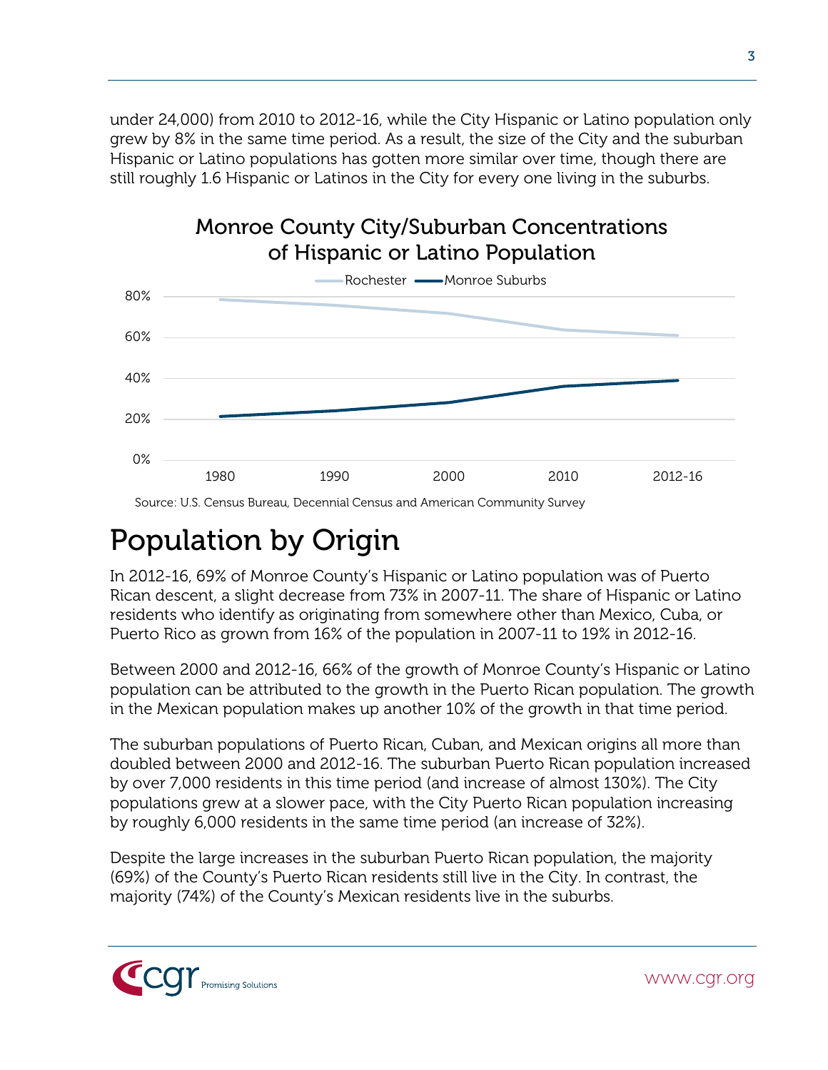under 24,000) from 2010 to 2012-16, while the City Hispanic or Latino population only grew by 8% in the same time period. As a result, the size of the City and the suburban Hispanic or Latino populations has gotten more similar over time, though there are still roughly 1.6 Hispanic or Latinos in the City for every one living in the suburbs.

**Monroe County City/Suburban Concentrations of Hispanic or Latino Population**

Source: U.S. Census Bureau, Decennial Census and American Community Survey

# Population by Origin

In 2012-16, 69% of Monroe County's Hispanic or Latino population was of Puerto Rican descent, a slight decrease from 73% in 2007-11. The share of Hispanic or Latino residents who identify as originating from somewhere other than Mexico, Cuba, or Puerto Rico as grown from 16% of the population in 2007-11 to 19% in 2012-16.

Between 2000 and 2012-16, 66% of the growth of Monroe County's Hispanic or Latino population can be attributed to the growth in the Puerto Rican population. The growth in the Mexican population makes up another 10% of the growth in that time period.

The suburban populations of Puerto Rican, Cuban, and Mexican origins all more than doubled between 2000 and 2012-16. The suburban Puerto Rican population increased by over 7,000 residents in this time period (and increase of almost 130%). The City populations grew at a slower pace, with the City Puerto Rican population increasing by roughly 6,000 residents in the same time period (an increase of 32%).

Despite the large increases in the suburban Puerto Rican population, the majority (69%) of the County's Puerto Rican residents still live in the City. In contrast, the majority (74%) of the County's Mexican residents live in the suburbs.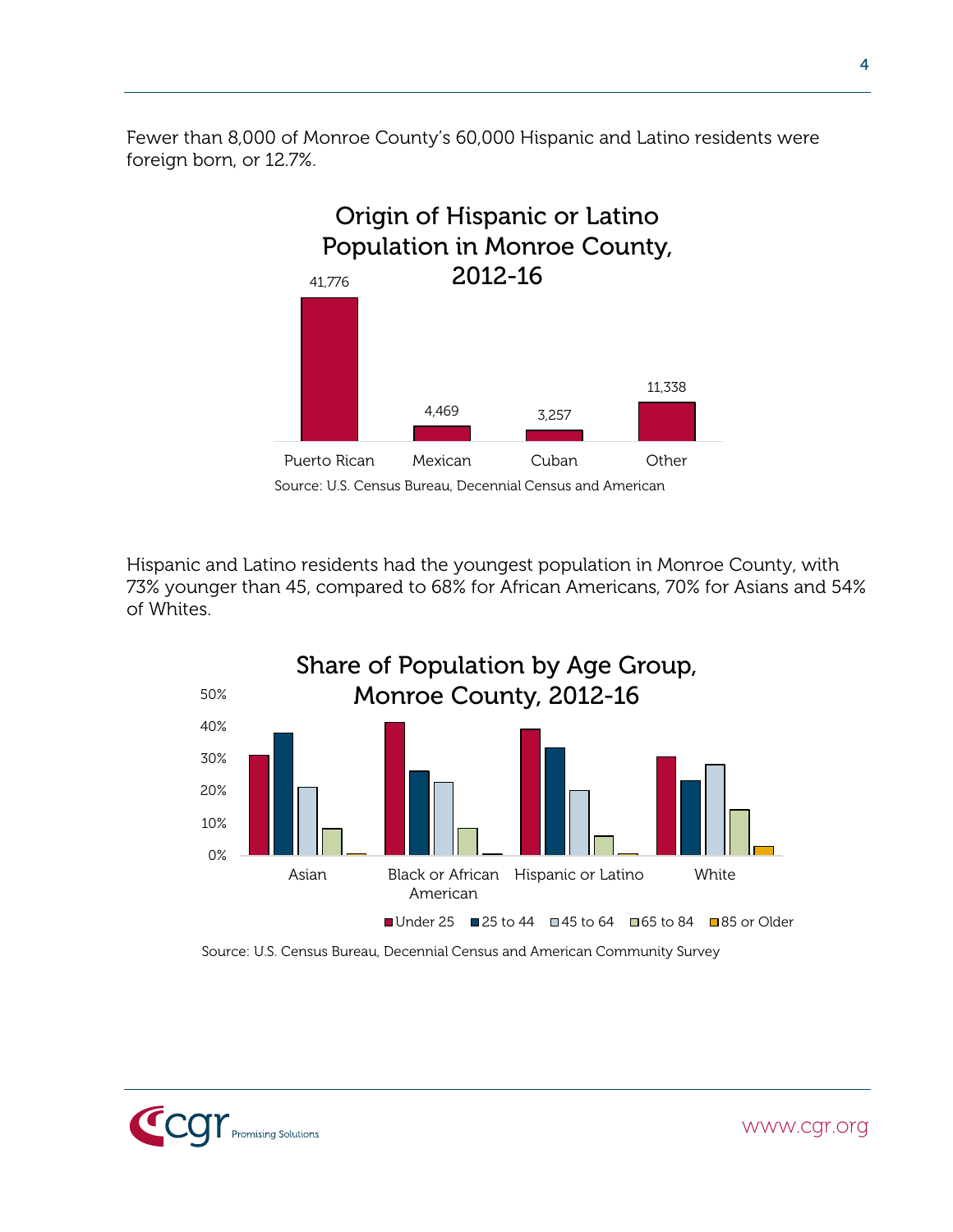Fewer than 8,000 of Monroe County's 60,000 Hispanic and Latino residents were foreign born, or 12.7%.

**Origin of Hispanic or Latino Population in Monroe County, 2012-16**

| Origin | Population |
|---|---|
| Puerto Rican | 41,776 |
| Mexican | 4,469 |
| Cuban | 3,257 |
| Other | 11,338 |

Source: U.S. Census Bureau, Decennial Census and American

Hispanic and Latino residents had the youngest population in Monroe County, with 73% younger than 45, compared to 68% for African Americans, 70% for Asians and 54% of Whites.

**Share of Population by Age Group, Monroe County, 2012-16**

Age groups: Under 25, 25 to 44, 45 to 64, 65 to 84, 85 or Older

Categories: Asian, Black or African American, Hispanic or Latino, White

Source: U.S. Census Bureau, Decennial Census and American Community Survey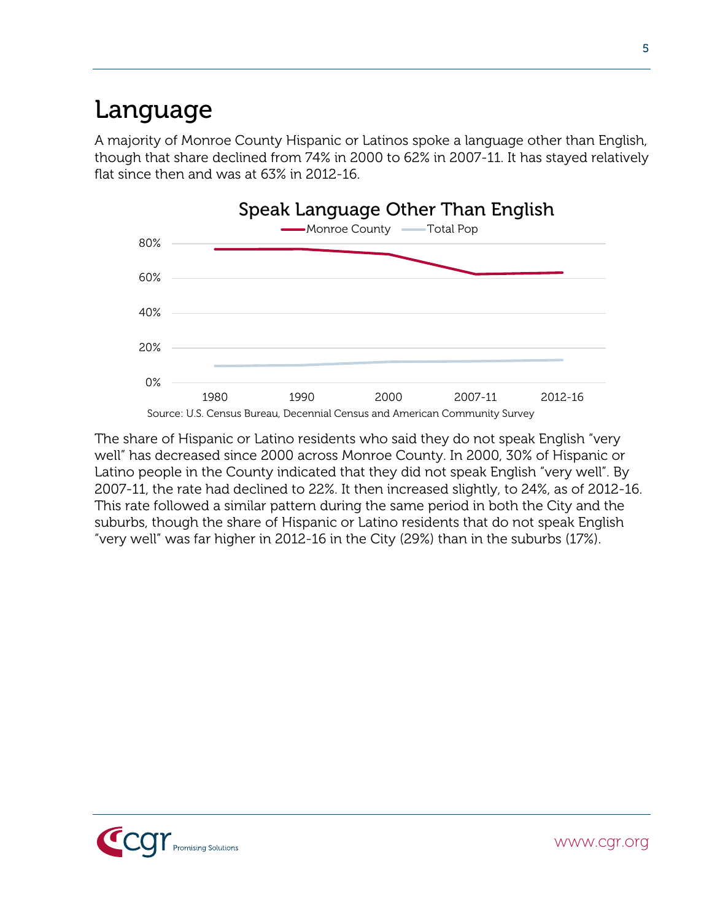# Language

A majority of Monroe County Hispanic or Latinos spoke a language other than English, though that share declined from 74% in 2000 to 62% in 2007-11. It has stayed relatively flat since then and was at 63% in 2012-16.

**Speak Language Other Than English**

Source: U.S. Census Bureau, Decennial Census and American Community Survey

The share of Hispanic or Latino residents who said they do not speak English "very well" has decreased since 2000 across Monroe County. In 2000, 30% of Hispanic or Latino people in the County indicated that they did not speak English "very well". By 2007-11, the rate had declined to 22%. It then increased slightly, to 24%, as of 2012-16. This rate followed a similar pattern during the same period in both the City and the suburbs, though the share of Hispanic or Latino residents that do not speak English "very well" was far higher in 2012-16 in the City (29%) than in the suburbs (17%).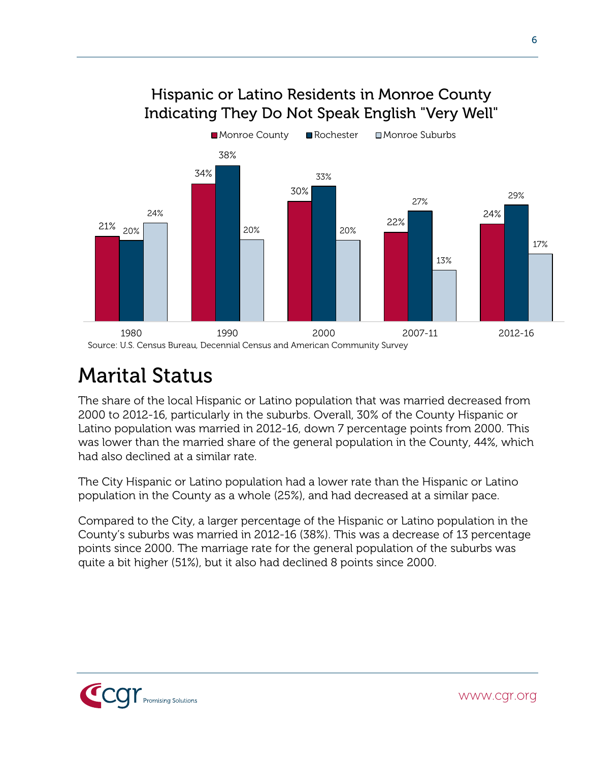### Hispanic or Latino Residents in Monroe County Indicating They Do Not Speak English "Very Well"

| | Monroe County | Rochester | Monroe Suburbs |
|---|---|---|---|
| 1980 | 21% | 20% | 24% |
| 1990 | 34% | 38% | 20% |
| 2000 | 30% | 33% | 20% |
| 2007-11 | 22% | 27% | 13% |
| 2012-16 | 24% | 29% | 17% |

Source: U.S. Census Bureau, Decennial Census and American Community Survey

# Marital Status

The share of the local Hispanic or Latino population that was married decreased from 2000 to 2012-16, particularly in the suburbs. Overall, 30% of the County Hispanic or Latino population was married in 2012-16, down 7 percentage points from 2000. This was lower than the married share of the general population in the County, 44%, which had also declined at a similar rate.

The City Hispanic or Latino population had a lower rate than the Hispanic or Latino population in the County as a whole (25%), and had decreased at a similar pace.

Compared to the City, a larger percentage of the Hispanic or Latino population in the County's suburbs was married in 2012-16 (38%). This was a decrease of 13 percentage points since 2000. The marriage rate for the general population of the suburbs was quite a bit higher (51%), but it also had declined 8 points since 2000.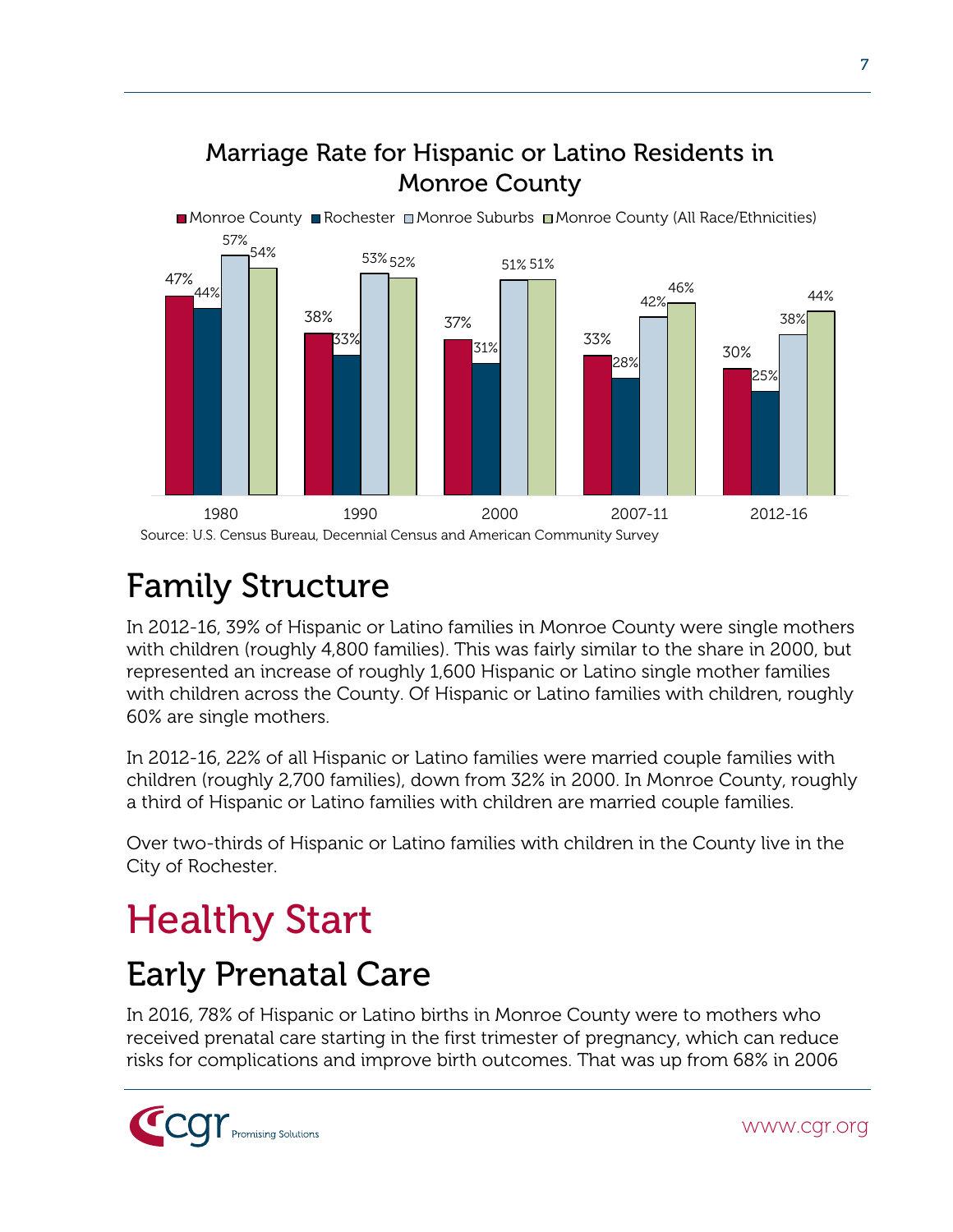## Marriage Rate for Hispanic or Latino Residents in Monroe County

| | Monroe County | Rochester | Monroe Suburbs | Monroe County (All Race/Ethnicities) |
|---|---|---|---|---|
| 1980 | 47% | 44% | 57% | 54% |
| 1990 | 38% | 33% | 53% | 52% |
| 2000 | 37% | 31% | 51% | 51% |
| 2007-11 | 33% | 28% | 42% | 46% |
| 2012-16 | 30% | 25% | 38% | 44% |

Source: U.S. Census Bureau, Decennial Census and American Community Survey

# Family Structure

In 2012-16, 39% of Hispanic or Latino families in Monroe County were single mothers with children (roughly 4,800 families). This was fairly similar to the share in 2000, but represented an increase of roughly 1,600 Hispanic or Latino single mother families with children across the County. Of Hispanic or Latino families with children, roughly 60% are single mothers.

In 2012-16, 22% of all Hispanic or Latino families were married couple families with children (roughly 2,700 families), down from 32% in 2000. In Monroe County, roughly a third of Hispanic or Latino families with children are married couple families.

Over two-thirds of Hispanic or Latino families with children in the County live in the City of Rochester.

# Healthy Start

## Early Prenatal Care

In 2016, 78% of Hispanic or Latino births in Monroe County were to mothers who received prenatal care starting in the first trimester of pregnancy, which can reduce risks for complications and improve birth outcomes. That was up from 68% in 2006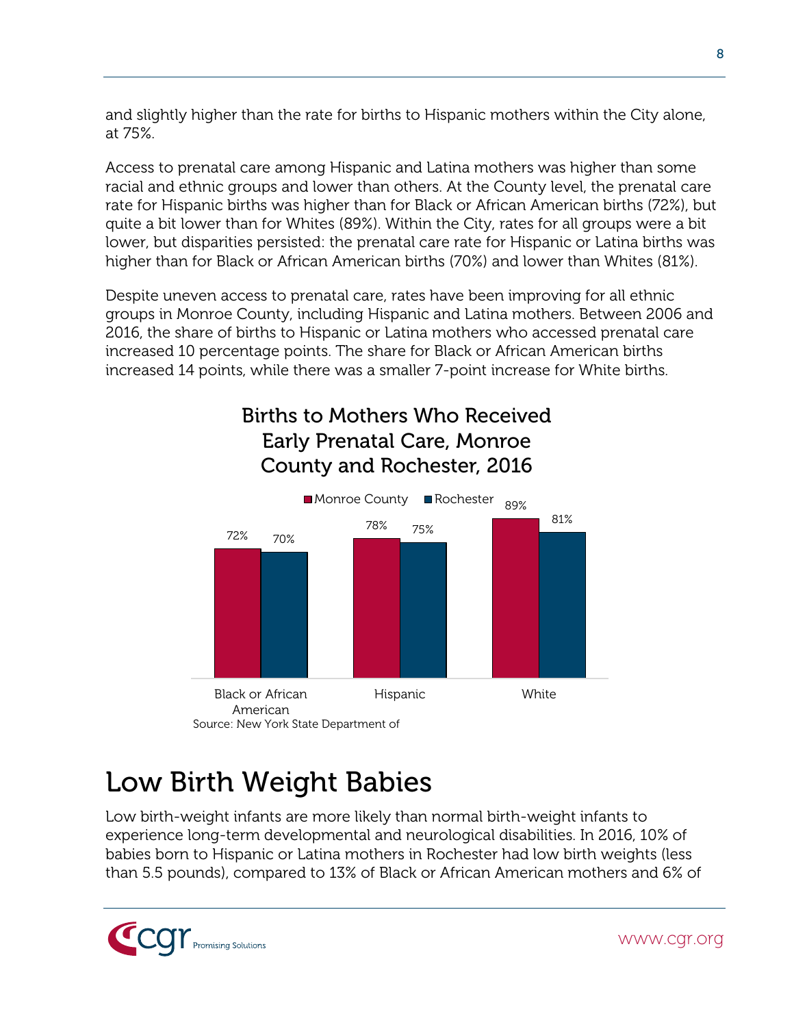and slightly higher than the rate for births to Hispanic mothers within the City alone, at 75%.

Access to prenatal care among Hispanic and Latina mothers was higher than some racial and ethnic groups and lower than others. At the County level, the prenatal care rate for Hispanic births was higher than for Black or African American births (72%), but quite a bit lower than for Whites (89%). Within the City, rates for all groups were a bit lower, but disparities persisted: the prenatal care rate for Hispanic or Latina births was higher than for Black or African American births (70%) and lower than Whites (81%).

Despite uneven access to prenatal care, rates have been improving for all ethnic groups in Monroe County, including Hispanic and Latina mothers. Between 2006 and 2016, the share of births to Hispanic or Latina mothers who accessed prenatal care increased 10 percentage points. The share for Black or African American births increased 14 points, while there was a smaller 7-point increase for White births.

**Births to Mothers Who Received Early Prenatal Care, Monroe County and Rochester, 2016**

| | Monroe County | Rochester |
|---|---|---|
| Black or African American | 72% | 70% |
| Hispanic | 78% | 75% |
| White | 89% | 81% |

Source: New York State Department of

# Low Birth Weight Babies

Low birth-weight infants are more likely than normal birth-weight infants to experience long-term developmental and neurological disabilities. In 2016, 10% of babies born to Hispanic or Latina mothers in Rochester had low birth weights (less than 5.5 pounds), compared to 13% of Black or African American mothers and 6% of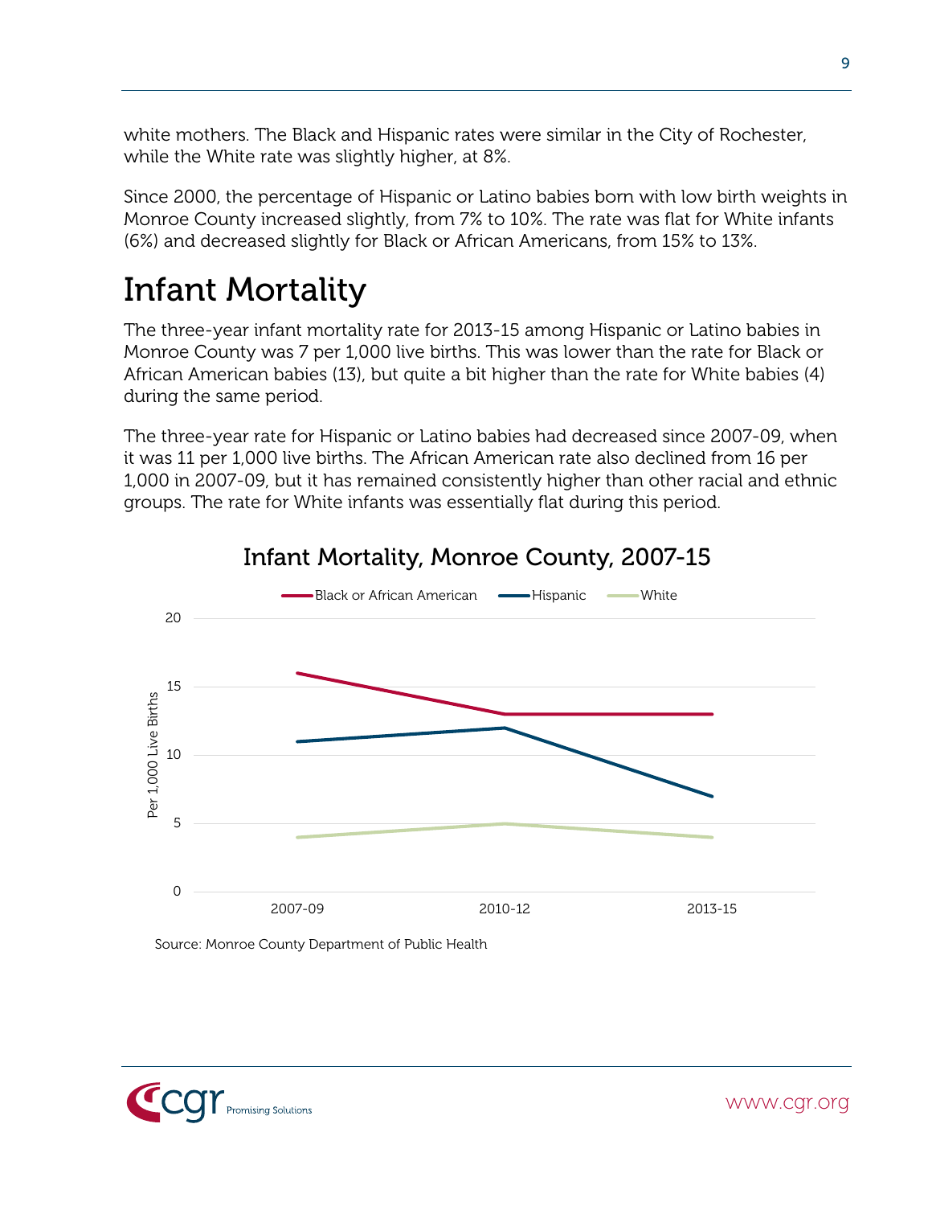white mothers. The Black and Hispanic rates were similar in the City of Rochester, while the White rate was slightly higher, at 8%.

Since 2000, the percentage of Hispanic or Latino babies born with low birth weights in Monroe County increased slightly, from 7% to 10%. The rate was flat for White infants (6%) and decreased slightly for Black or African Americans, from 15% to 13%.

# Infant Mortality

The three-year infant mortality rate for 2013-15 among Hispanic or Latino babies in Monroe County was 7 per 1,000 live births. This was lower than the rate for Black or African American babies (13), but quite a bit higher than the rate for White babies (4) during the same period.

The three-year rate for Hispanic or Latino babies had decreased since 2007-09, when it was 11 per 1,000 live births. The African American rate also declined from 16 per 1,000 in 2007-09, but it has remained consistently higher than other racial and ethnic groups. The rate for White infants was essentially flat during this period.

## Infant Mortality, Monroe County, 2007-15

| Per 1,000 Live Births | 2007-09 | 2010-12 | 2013-15 |
|---|---|---|---|
| Black or African American | 16 | 13 | 13 |
| Hispanic | 11 | 12 | 7 |
| White | 4 | 5 | 4 |

Source: Monroe County Department of Public Health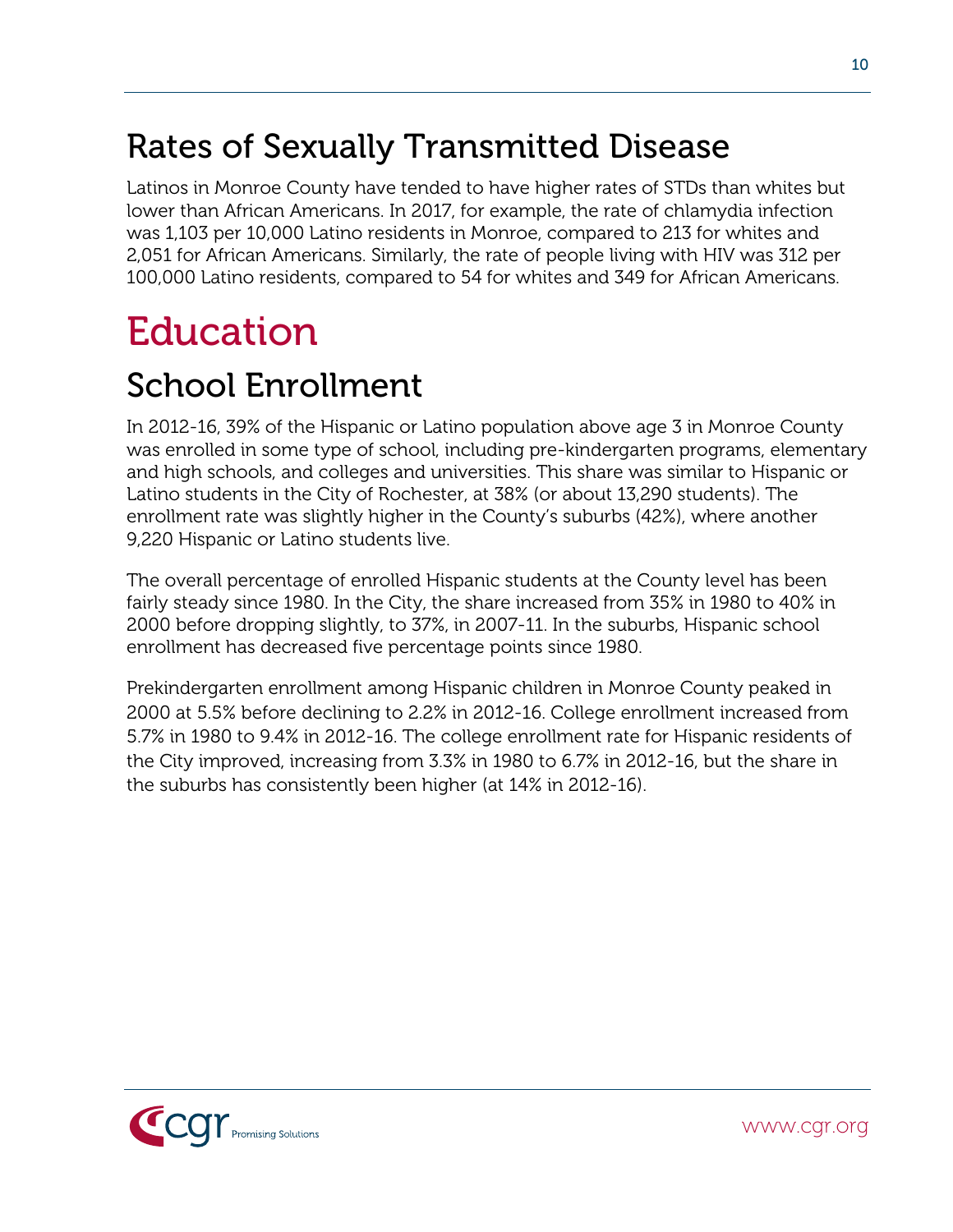## Rates of Sexually Transmitted Disease

Latinos in Monroe County have tended to have higher rates of STDs than whites but lower than African Americans. In 2017, for example, the rate of chlamydia infection was 1,103 per 10,000 Latino residents in Monroe, compared to 213 for whites and 2,051 for African Americans. Similarly, the rate of people living with HIV was 312 per 100,000 Latino residents, compared to 54 for whites and 349 for African Americans.

# Education

## School Enrollment

In 2012-16, 39% of the Hispanic or Latino population above age 3 in Monroe County was enrolled in some type of school, including pre-kindergarten programs, elementary and high schools, and colleges and universities. This share was similar to Hispanic or Latino students in the City of Rochester, at 38% (or about 13,290 students). The enrollment rate was slightly higher in the County's suburbs (42%), where another 9,220 Hispanic or Latino students live.

The overall percentage of enrolled Hispanic students at the County level has been fairly steady since 1980. In the City, the share increased from 35% in 1980 to 40% in 2000 before dropping slightly, to 37%, in 2007-11. In the suburbs, Hispanic school enrollment has decreased five percentage points since 1980.

Prekindergarten enrollment among Hispanic children in Monroe County peaked in 2000 at 5.5% before declining to 2.2% in 2012-16. College enrollment increased from 5.7% in 1980 to 9.4% in 2012-16. The college enrollment rate for Hispanic residents of the City improved, increasing from 3.3% in 1980 to 6.7% in 2012-16, but the share in the suburbs has consistently been higher (at 14% in 2012-16).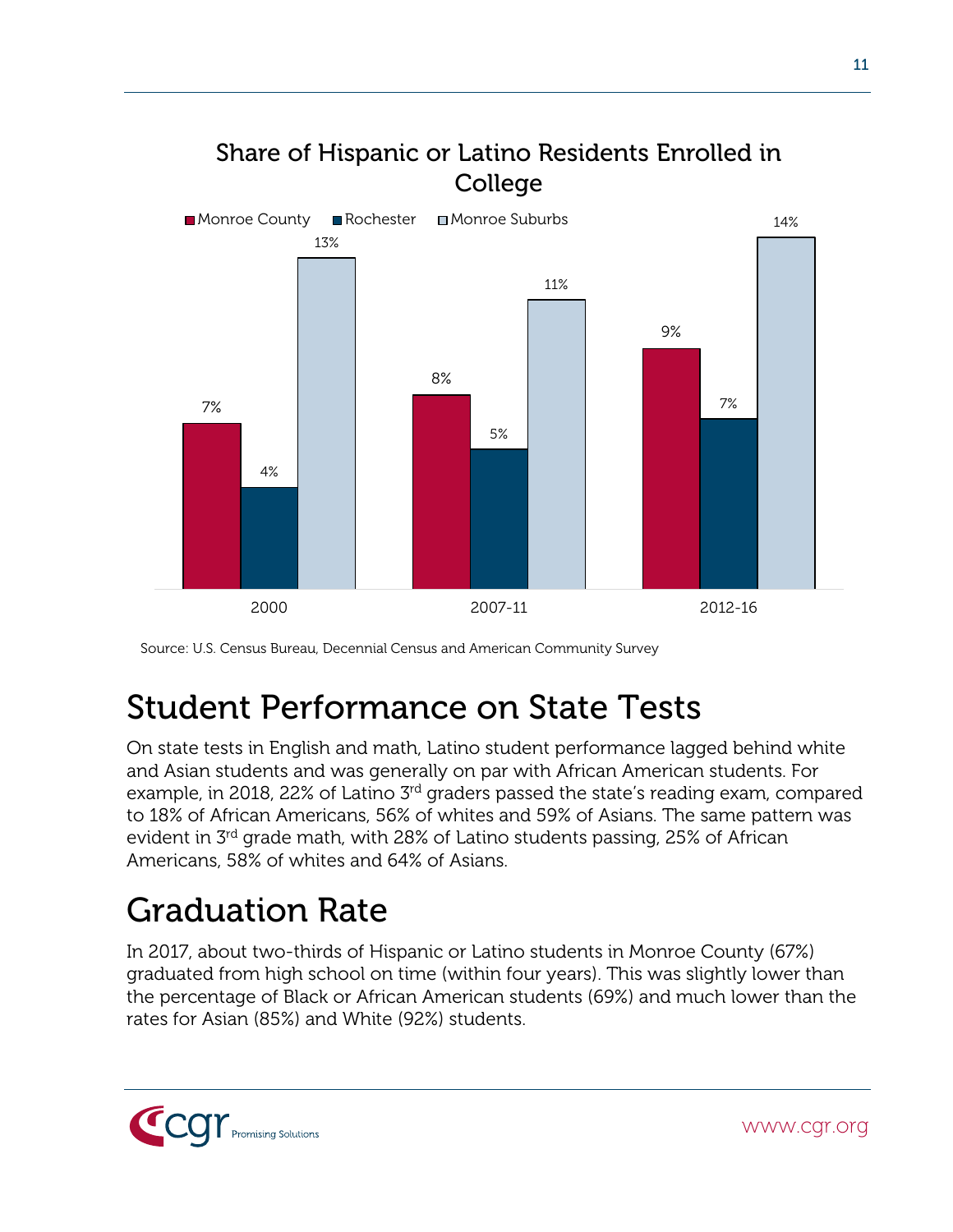**Share of Hispanic or Latino Residents Enrolled in College**

| | Monroe County | Rochester | Monroe Suburbs |
|---|---|---|---|
| 2000 | 7% | 4% | 13% |
| 2007-11 | 8% | 5% | 11% |
| 2012-16 | 9% | 7% | 14% |

Source: U.S. Census Bureau, Decennial Census and American Community Survey

# Student Performance on State Tests

On state tests in English and math, Latino student performance lagged behind white and Asian students and was generally on par with African American students. For example, in 2018, 22% of Latino 3rd graders passed the state's reading exam, compared to 18% of African Americans, 56% of whites and 59% of Asians. The same pattern was evident in 3rd grade math, with 28% of Latino students passing, 25% of African Americans, 58% of whites and 64% of Asians.

# Graduation Rate

In 2017, about two-thirds of Hispanic or Latino students in Monroe County (67%) graduated from high school on time (within four years). This was slightly lower than the percentage of Black or African American students (69%) and much lower than the rates for Asian (85%) and White (92%) students.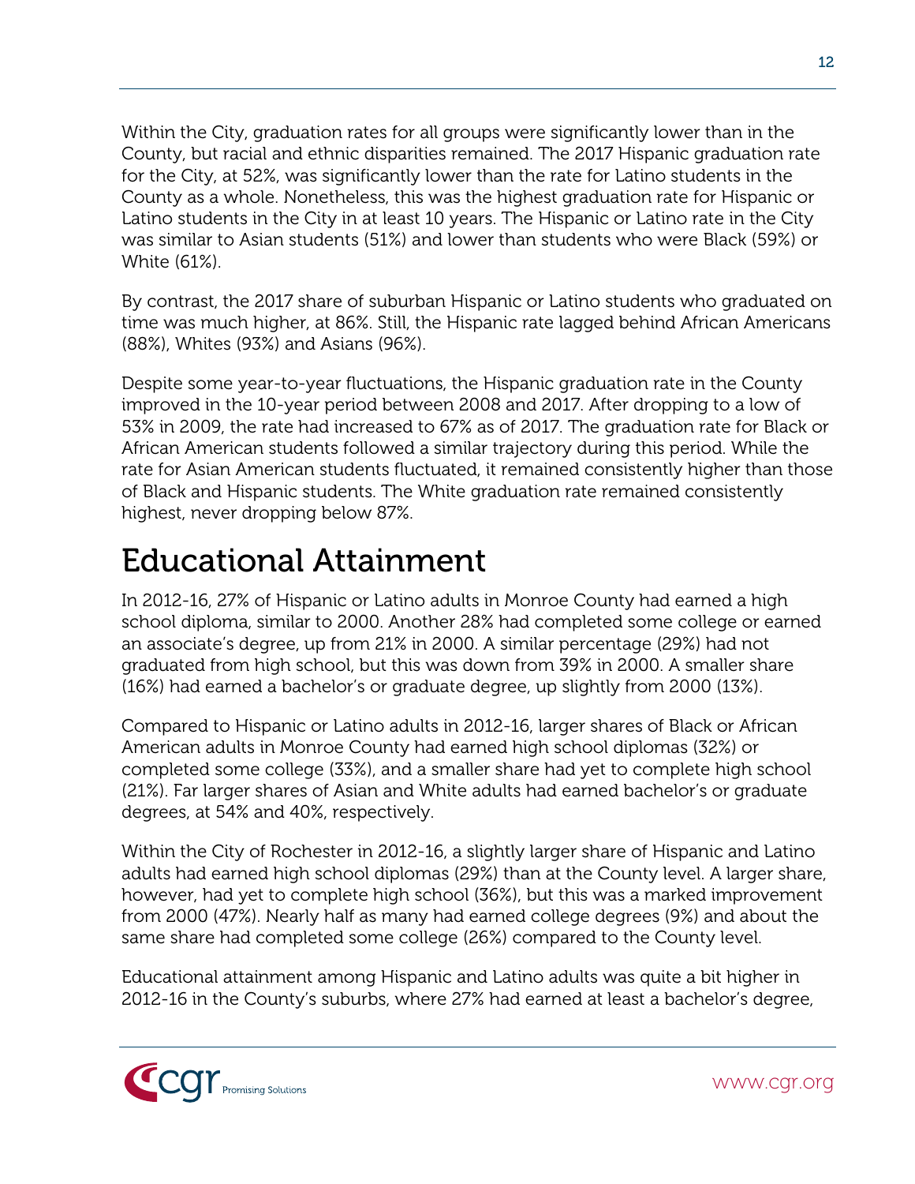Within the City, graduation rates for all groups were significantly lower than in the County, but racial and ethnic disparities remained. The 2017 Hispanic graduation rate for the City, at 52%, was significantly lower than the rate for Latino students in the County as a whole. Nonetheless, this was the highest graduation rate for Hispanic or Latino students in the City in at least 10 years. The Hispanic or Latino rate in the City was similar to Asian students (51%) and lower than students who were Black (59%) or White (61%).

By contrast, the 2017 share of suburban Hispanic or Latino students who graduated on time was much higher, at 86%. Still, the Hispanic rate lagged behind African Americans (88%), Whites (93%) and Asians (96%).

Despite some year-to-year fluctuations, the Hispanic graduation rate in the County improved in the 10-year period between 2008 and 2017. After dropping to a low of 53% in 2009, the rate had increased to 67% as of 2017. The graduation rate for Black or African American students followed a similar trajectory during this period. While the rate for Asian American students fluctuated, it remained consistently higher than those of Black and Hispanic students. The White graduation rate remained consistently highest, never dropping below 87%.

# Educational Attainment

In 2012-16, 27% of Hispanic or Latino adults in Monroe County had earned a high school diploma, similar to 2000. Another 28% had completed some college or earned an associate's degree, up from 21% in 2000. A similar percentage (29%) had not graduated from high school, but this was down from 39% in 2000. A smaller share (16%) had earned a bachelor's or graduate degree, up slightly from 2000 (13%).

Compared to Hispanic or Latino adults in 2012-16, larger shares of Black or African American adults in Monroe County had earned high school diplomas (32%) or completed some college (33%), and a smaller share had yet to complete high school (21%). Far larger shares of Asian and White adults had earned bachelor's or graduate degrees, at 54% and 40%, respectively.

Within the City of Rochester in 2012-16, a slightly larger share of Hispanic and Latino adults had earned high school diplomas (29%) than at the County level. A larger share, however, had yet to complete high school (36%), but this was a marked improvement from 2000 (47%). Nearly half as many had earned college degrees (9%) and about the same share had completed some college (26%) compared to the County level.

Educational attainment among Hispanic and Latino adults was quite a bit higher in 2012-16 in the County's suburbs, where 27% had earned at least a bachelor's degree,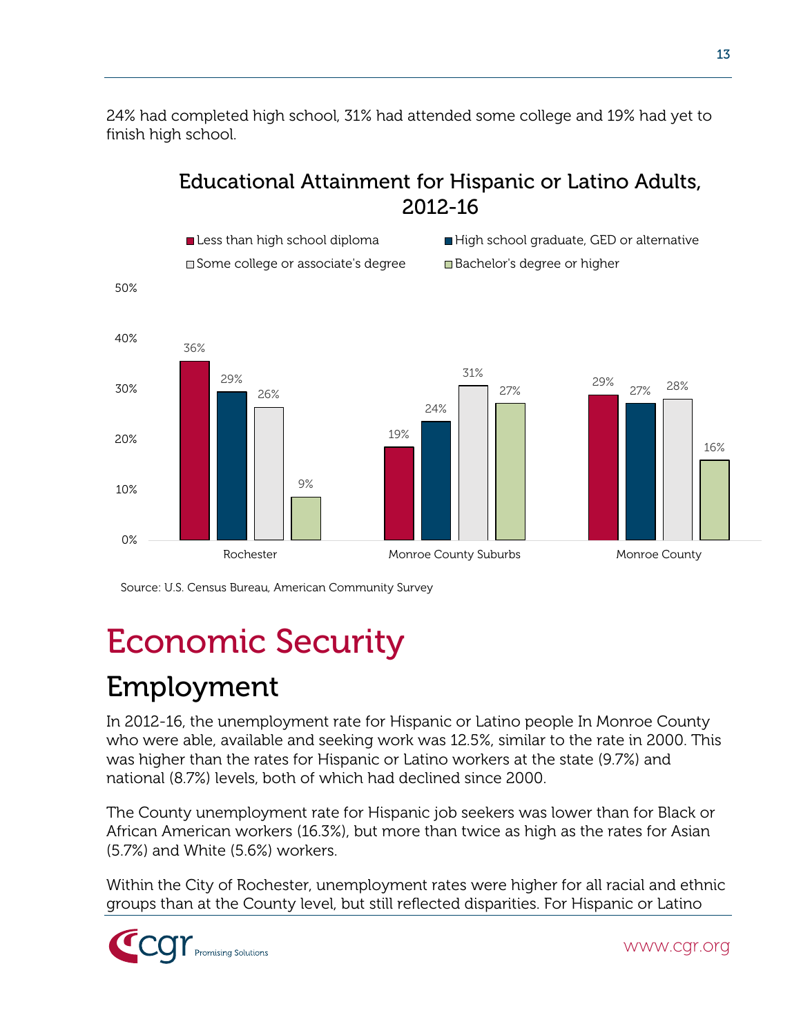24% had completed high school, 31% had attended some college and 19% had yet to finish high school.

**Educational Attainment for Hispanic or Latino Adults, 2012-16**

| | Less than high school diploma | High school graduate, GED or alternative | Some college or associate's degree | Bachelor's degree or higher |
|---|---|---|---|---|
| Rochester | 36% | 29% | 26% | 9% |
| Monroe County Suburbs | 19% | 24% | 31% | 27% |
| Monroe County | 29% | 27% | 28% | 16% |

Source: U.S. Census Bureau, American Community Survey

# Economic Security

## Employment

In 2012-16, the unemployment rate for Hispanic or Latino people In Monroe County who were able, available and seeking work was 12.5%, similar to the rate in 2000. This was higher than the rates for Hispanic or Latino workers at the state (9.7%) and national (8.7%) levels, both of which had declined since 2000.

The County unemployment rate for Hispanic job seekers was lower than for Black or African American workers (16.3%), but more than twice as high as the rates for Asian (5.7%) and White (5.6%) workers.

Within the City of Rochester, unemployment rates were higher for all racial and ethnic groups than at the County level, but still reflected disparities. For Hispanic or Latino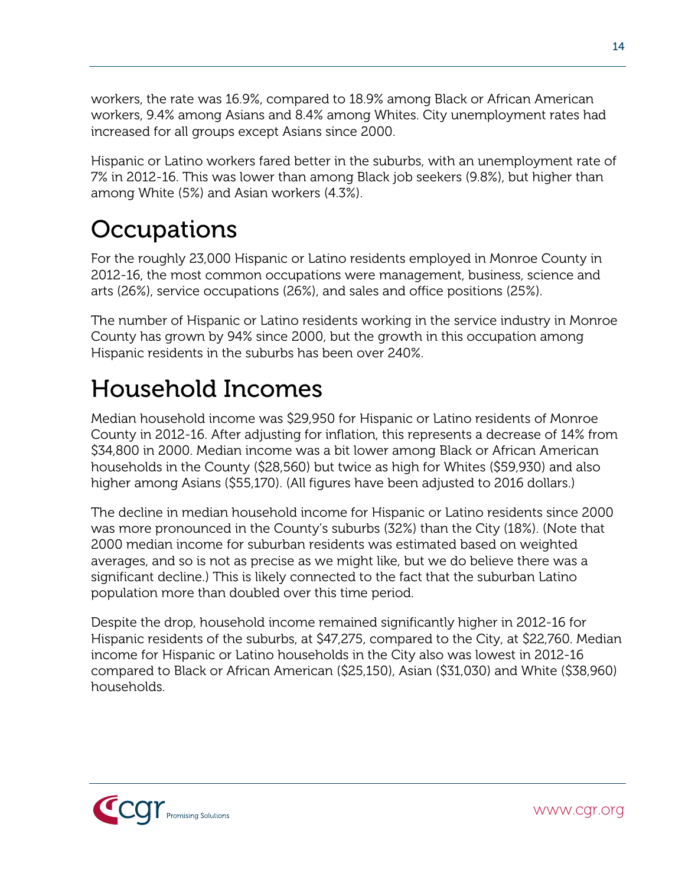workers, the rate was 16.9%, compared to 18.9% among Black or African American workers, 9.4% among Asians and 8.4% among Whites. City unemployment rates had increased for all groups except Asians since 2000.

Hispanic or Latino workers fared better in the suburbs, with an unemployment rate of 7% in 2012-16. This was lower than among Black job seekers (9.8%), but higher than among White (5%) and Asian workers (4.3%).

# Occupations

For the roughly 23,000 Hispanic or Latino residents employed in Monroe County in 2012-16, the most common occupations were management, business, science and arts (26%), service occupations (26%), and sales and office positions (25%).

The number of Hispanic or Latino residents working in the service industry in Monroe County has grown by 94% since 2000, but the growth in this occupation among Hispanic residents in the suburbs has been over 240%.

# Household Incomes

Median household income was $29,950 for Hispanic or Latino residents of Monroe County in 2012-16. After adjusting for inflation, this represents a decrease of 14% from $34,800 in 2000. Median income was a bit lower among Black or African American households in the County ($28,560) but twice as high for Whites ($59,930) and also higher among Asians ($55,170). (All figures have been adjusted to 2016 dollars.)

The decline in median household income for Hispanic or Latino residents since 2000 was more pronounced in the County's suburbs (32%) than the City (18%). (Note that 2000 median income for suburban residents was estimated based on weighted averages, and so is not as precise as we might like, but we do believe there was a significant decline.) This is likely connected to the fact that the suburban Latino population more than doubled over this time period.

Despite the drop, household income remained significantly higher in 2012-16 for Hispanic residents of the suburbs, at $47,275, compared to the City, at $22,760. Median income for Hispanic or Latino households in the City also was lowest in 2012-16 compared to Black or African American ($25,150), Asian ($31,030) and White ($38,960) households.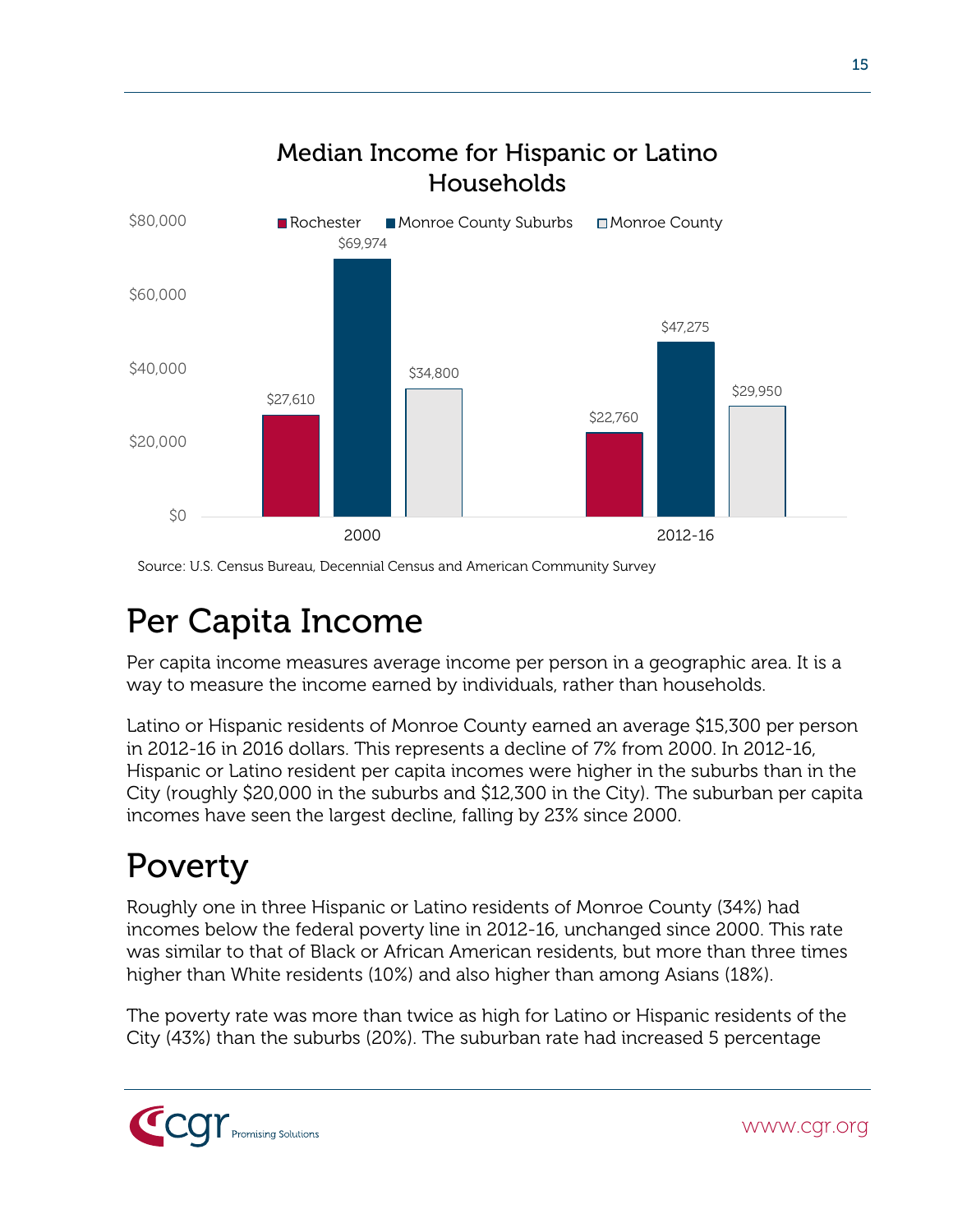## Median Income for Hispanic or Latino Households

| | Rochester | Monroe County Suburbs | Monroe County |
|---|---|---|---|
| 2000 | $27,610 | $69,974 | $34,800 |
| 2012-16 | $22,760 | $47,275 | $29,950 |

Source: U.S. Census Bureau, Decennial Census and American Community Survey

# Per Capita Income

Per capita income measures average income per person in a geographic area. It is a way to measure the income earned by individuals, rather than households.

Latino or Hispanic residents of Monroe County earned an average $15,300 per person in 2012-16 in 2016 dollars. This represents a decline of 7% from 2000. In 2012-16, Hispanic or Latino resident per capita incomes were higher in the suburbs than in the City (roughly $20,000 in the suburbs and $12,300 in the City). The suburban per capita incomes have seen the largest decline, falling by 23% since 2000.

# Poverty

Roughly one in three Hispanic or Latino residents of Monroe County (34%) had incomes below the federal poverty line in 2012-16, unchanged since 2000. This rate was similar to that of Black or African American residents, but more than three times higher than White residents (10%) and also higher than among Asians (18%).

The poverty rate was more than twice as high for Latino or Hispanic residents of the City (43%) than the suburbs (20%). The suburban rate had increased 5 percentage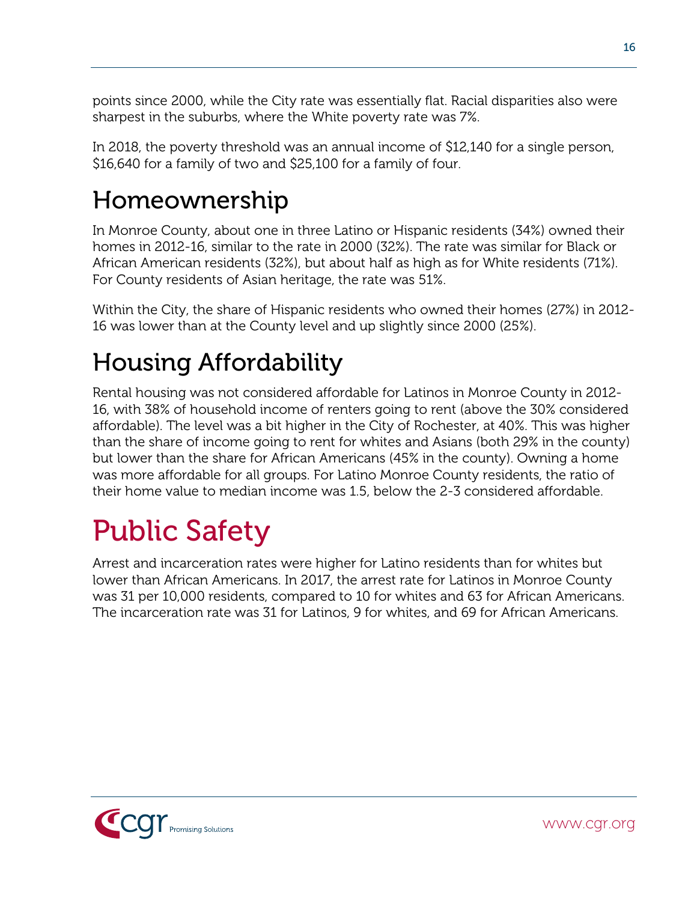points since 2000, while the City rate was essentially flat. Racial disparities also were sharpest in the suburbs, where the White poverty rate was 7%.

In 2018, the poverty threshold was an annual income of $12,140 for a single person, $16,640 for a family of two and $25,100 for a family of four.

## Homeownership

In Monroe County, about one in three Latino or Hispanic residents (34%) owned their homes in 2012-16, similar to the rate in 2000 (32%). The rate was similar for Black or African American residents (32%), but about half as high as for White residents (71%). For County residents of Asian heritage, the rate was 51%.

Within the City, the share of Hispanic residents who owned their homes (27%) in 2012-16 was lower than at the County level and up slightly since 2000 (25%).

## Housing Affordability

Rental housing was not considered affordable for Latinos in Monroe County in 2012-16, with 38% of household income of renters going to rent (above the 30% considered affordable). The level was a bit higher in the City of Rochester, at 40%. This was higher than the share of income going to rent for whites and Asians (both 29% in the county) but lower than the share for African Americans (45% in the county). Owning a home was more affordable for all groups. For Latino Monroe County residents, the ratio of their home value to median income was 1.5, below the 2-3 considered affordable.

# Public Safety

Arrest and incarceration rates were higher for Latino residents than for whites but lower than African Americans. In 2017, the arrest rate for Latinos in Monroe County was 31 per 10,000 residents, compared to 10 for whites and 63 for African Americans. The incarceration rate was 31 for Latinos, 9 for whites, and 69 for African Americans.